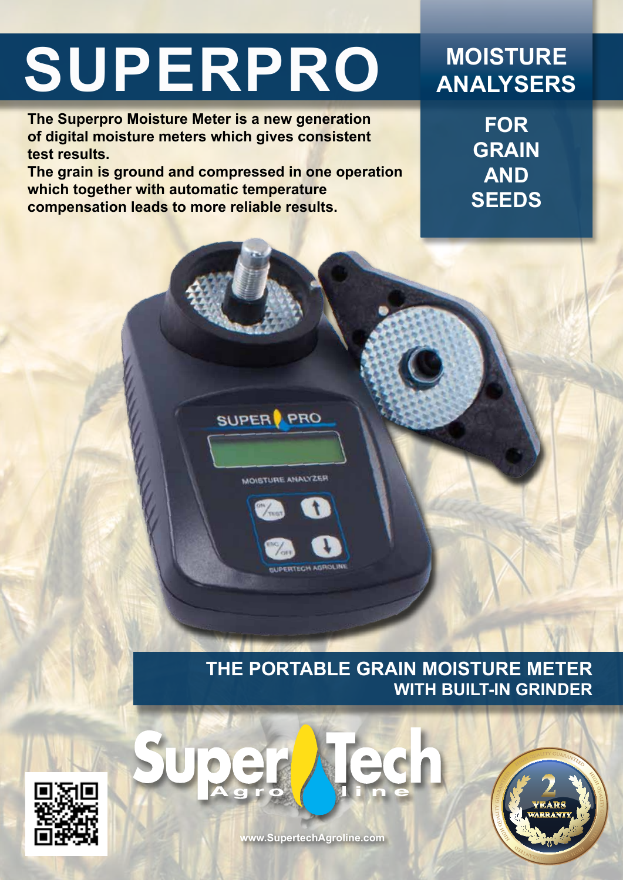# SUPERPRO

## MOISTURE ANALYSERS

## FOR GRAIN AND SEEDS

**The Superpro Moisture Meter is a new generation of digital moisture meters which gives consistent test results.**
**The grain is ground and compressed in one operation which together with automatic temperature compensation leads to more reliable results.**

## THE PORTABLE GRAIN MOISTURE METER WITH BUILT-IN GRINDER

www.SupertechAgroline.com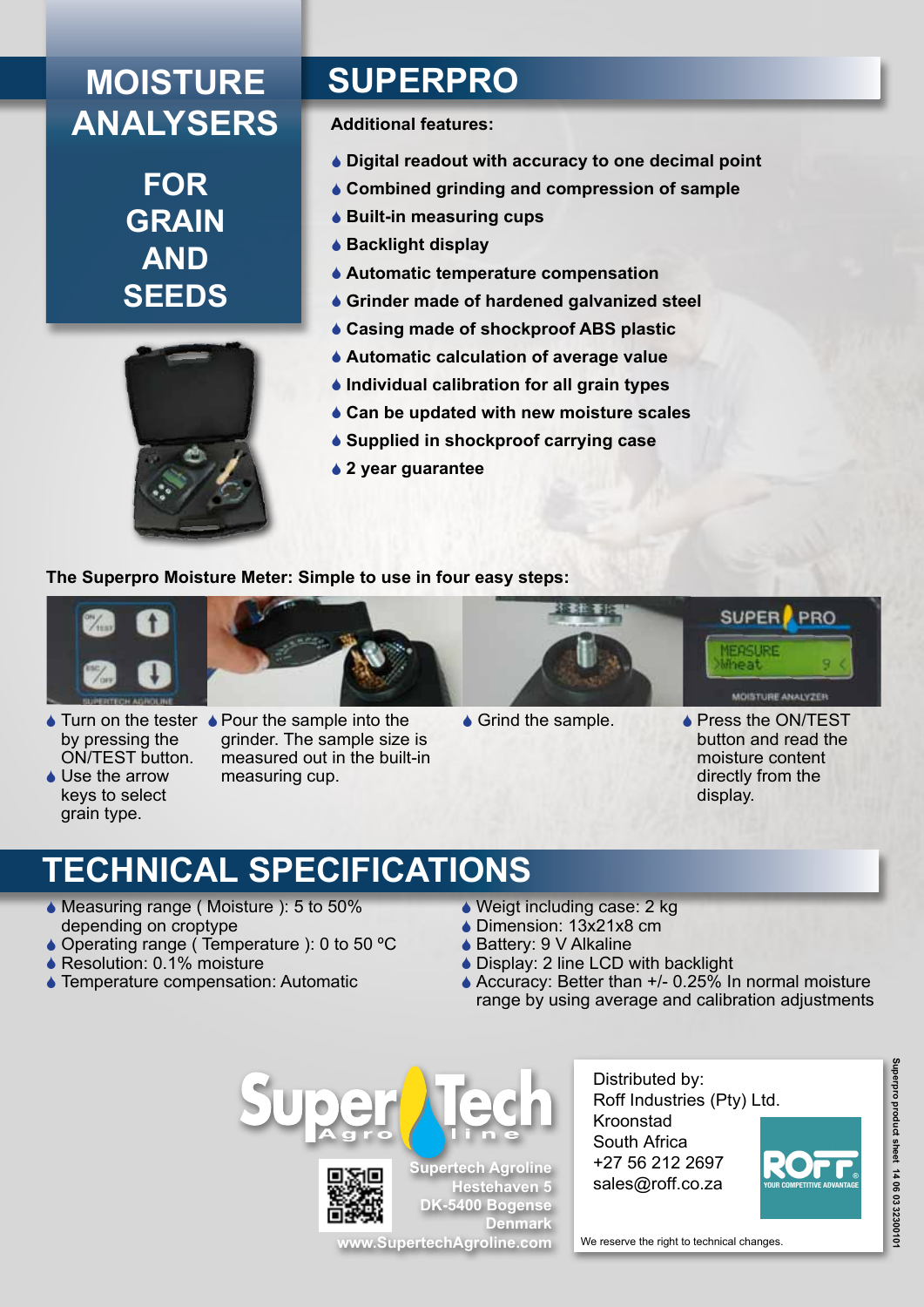# MOISTURE ANALYSERS

## FOR GRAIN AND SEEDS

# SUPERPRO

**Additional features:**

- **Digital readout with accuracy to one decimal point**
- **Combined grinding and compression of sample**
- **Built-in measuring cups**
- **Backlight display**
- **Automatic temperature compensation**
- **Grinder made of hardened galvanized steel**
- **Casing made of shockproof ABS plastic**
- **Automatic calculation of average value**
- **Individual calibration for all grain types**
- **Can be updated with new moisture scales**
- **Supplied in shockproof carrying case**
- **2 year guarantee**

**The Superpro Moisture Meter: Simple to use in four easy steps:**

- Turn on the tester by pressing the ON/TEST button.
- Use the arrow keys to select grain type.
- Pour the sample into the grinder. The sample size is measured out in the built-in measuring cup.
- Grind the sample.
- Press the ON/TEST button and read the moisture content directly from the display.

# TECHNICAL SPECIFICATIONS

- Measuring range ( Moisture ): 5 to 50% depending on croptype
- Operating range ( Temperature ): 0 to 50 ºC
- Resolution: 0.1% moisture
- Temperature compensation: Automatic
- Weigt including case: 2 kg
- Dimension: 13x21x8 cm
- Battery: 9 V Alkaline
- Display: 2 line LCD with backlight
- Accuracy: Better than +/- 0.25% In normal moisture range by using average and calibration adjustments

Supertech Agroline
Hestehaven 5
DK-5400 Bogense
Denmark
www.SupertechAgroline.com

Distributed by:
Roff Industries (Pty) Ltd.
Kroonstad
South Africa
+27 56 212 2697
sales@roff.co.za

We reserve the right to technical changes.

Superpro product sheet 14 06 03 3230101